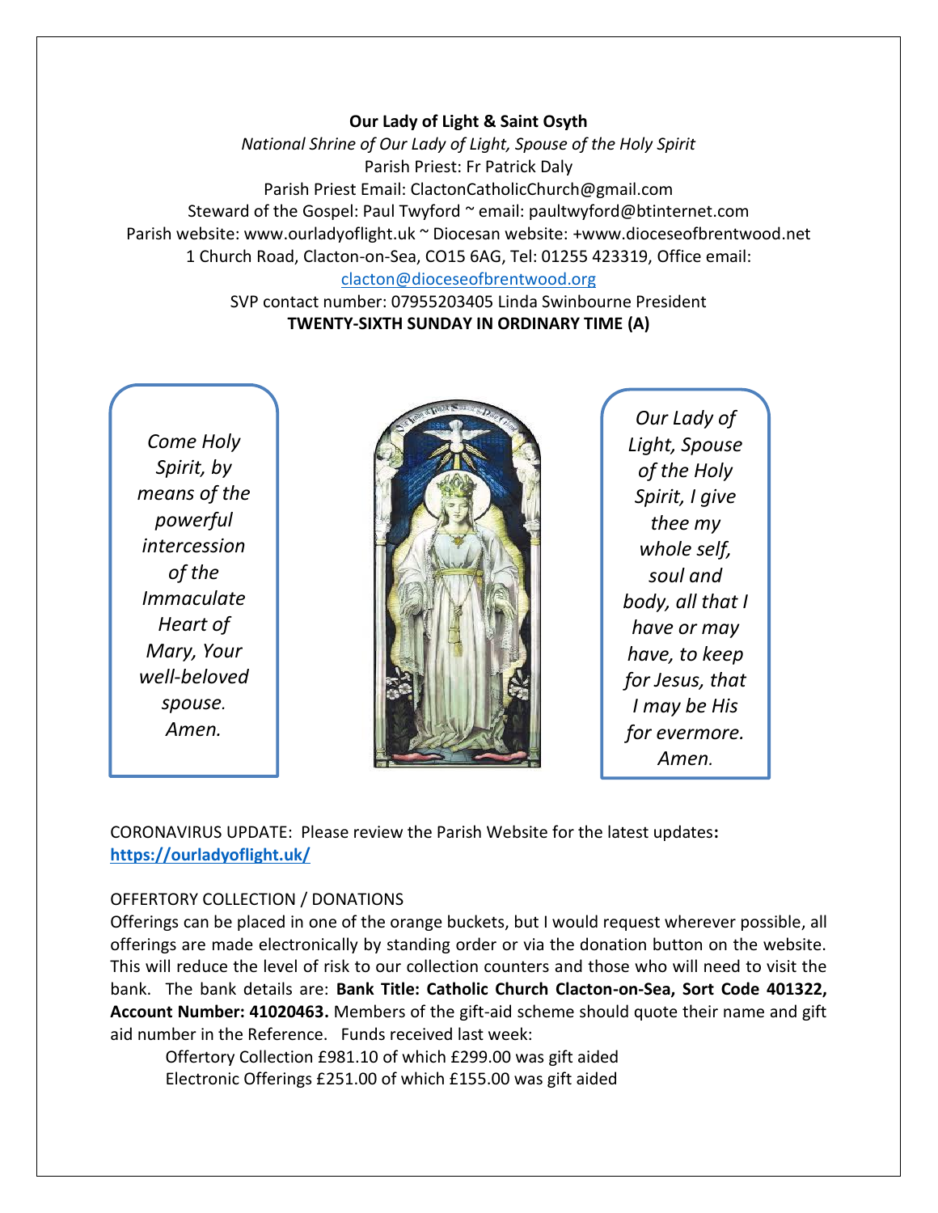**Our Lady of Light & Saint Osyth**

*National Shrine of Our Lady of Light, Spouse of the Holy Spirit*

Parish Priest: Fr Patrick Daly

Parish Priest Email: ClactonCatholicChurch@gmail.com

Steward of the Gospel: Paul Twyford ~ email: paultwyford@btinternet.com

Parish website: www.ourladyoflight.uk ~ Diocesan website: +www.dioceseofbrentwood.net

1 Church Road, Clacton-on-Sea, CO15 6AG, Tel: 01255 423319, Office email: clacton@dioceseofbrentwood.org

SVP contact number: 07955203405 Linda Swinbourne President

**TWENTY-SIXTH SUNDAY IN ORDINARY TIME (A)**

*Come Holy Spirit, by means of the powerful intercession of the Immaculate Heart of Mary, Your well-beloved spouse. Amen.*

*Our Lady of Light, Spouse of the Holy Spirit, I give thee my whole self, soul and body, all that I have or may have, to keep for Jesus, that I may be His for evermore. Amen.*

CORONAVIRUS UPDATE: Please review the Parish Website for the latest updates**:** **https://ourladyoflight.uk/**

OFFERTORY COLLECTION / DONATIONS

Offerings can be placed in one of the orange buckets, but I would request wherever possible, all offerings are made electronically by standing order or via the donation button on the website. This will reduce the level of risk to our collection counters and those who will need to visit the bank. The bank details are: **Bank Title: Catholic Church Clacton-on-Sea, Sort Code 401322, Account Number: 41020463.** Members of the gift-aid scheme should quote their name and gift aid number in the Reference. Funds received last week:

Offertory Collection £981.10 of which £299.00 was gift aided

Electronic Offerings £251.00 of which £155.00 was gift aided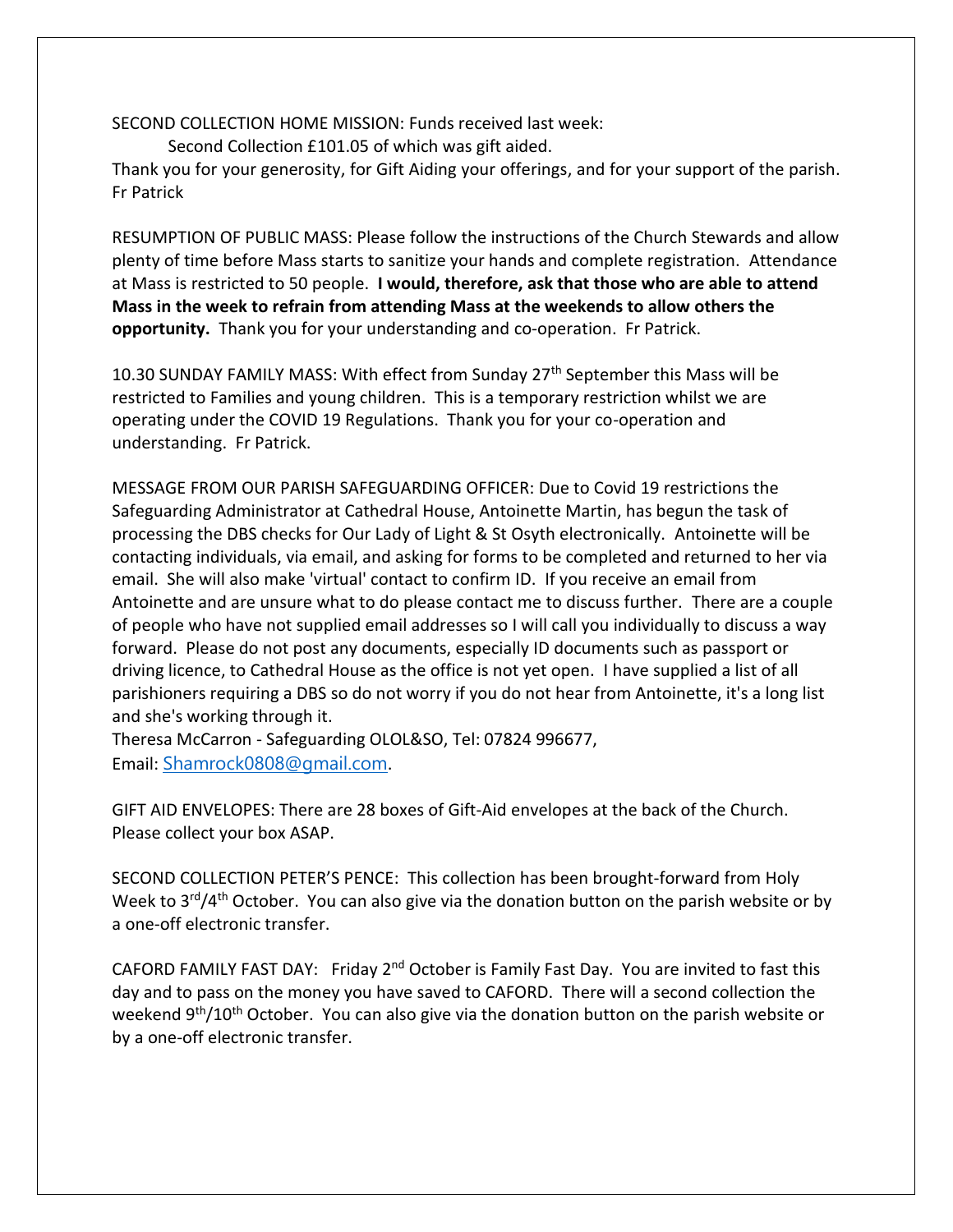SECOND COLLECTION HOME MISSION: Funds received last week:

Second Collection £101.05 of which was gift aided.

Thank you for your generosity, for Gift Aiding your offerings, and for your support of the parish. Fr Patrick

RESUMPTION OF PUBLIC MASS: Please follow the instructions of the Church Stewards and allow plenty of time before Mass starts to sanitize your hands and complete registration. Attendance at Mass is restricted to 50 people. **I would, therefore, ask that those who are able to attend Mass in the week to refrain from attending Mass at the weekends to allow others the opportunity.** Thank you for your understanding and co-operation. Fr Patrick.

10.30 SUNDAY FAMILY MASS: With effect from Sunday 27th September this Mass will be restricted to Families and young children. This is a temporary restriction whilst we are operating under the COVID 19 Regulations. Thank you for your co-operation and understanding. Fr Patrick.

MESSAGE FROM OUR PARISH SAFEGUARDING OFFICER: Due to Covid 19 restrictions the Safeguarding Administrator at Cathedral House, Antoinette Martin, has begun the task of processing the DBS checks for Our Lady of Light & St Osyth electronically. Antoinette will be contacting individuals, via email, and asking for forms to be completed and returned to her via email. She will also make 'virtual' contact to confirm ID. If you receive an email from Antoinette and are unsure what to do please contact me to discuss further. There are a couple of people who have not supplied email addresses so I will call you individually to discuss a way forward. Please do not post any documents, especially ID documents such as passport or driving licence, to Cathedral House as the office is not yet open. I have supplied a list of all parishioners requiring a DBS so do not worry if you do not hear from Antoinette, it's a long list and she's working through it.

Theresa McCarron - Safeguarding OLOL&SO, Tel: 07824 996677,
Email: Shamrock0808@gmail.com.

GIFT AID ENVELOPES: There are 28 boxes of Gift-Aid envelopes at the back of the Church. Please collect your box ASAP.

SECOND COLLECTION PETER'S PENCE: This collection has been brought-forward from Holy Week to 3rd/4th October. You can also give via the donation button on the parish website or by a one-off electronic transfer.

CAFORD FAMILY FAST DAY: Friday 2nd October is Family Fast Day. You are invited to fast this day and to pass on the money you have saved to CAFORD. There will a second collection the weekend 9th/10th October. You can also give via the donation button on the parish website or by a one-off electronic transfer.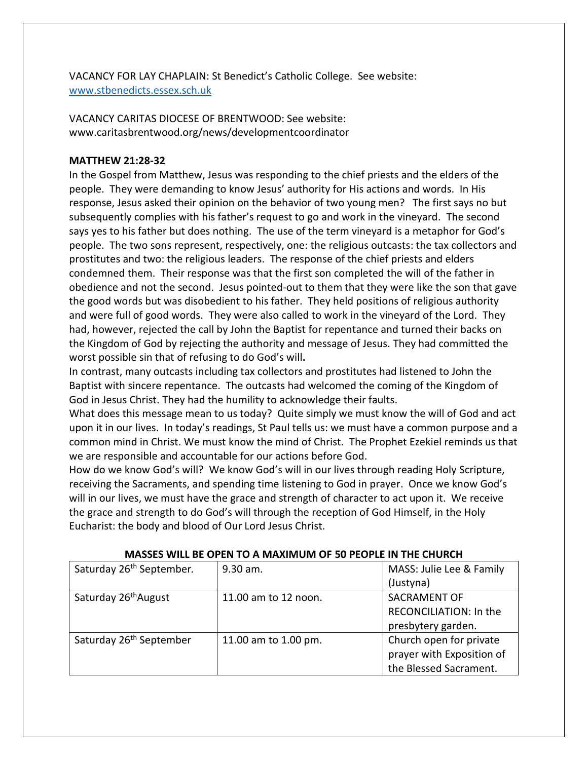VACANCY FOR LAY CHAPLAIN: St Benedict's Catholic College. See website: [www.stbenedicts.essex.sch.uk](www.stbenedicts.essex.sch.uk)

VACANCY CARITAS DIOCESE OF BRENTWOOD: See website: www.caritasbrentwood.org/news/developmentcoordinator

**MATTHEW 21:28-32**

In the Gospel from Matthew, Jesus was responding to the chief priests and the elders of the people. They were demanding to know Jesus' authority for His actions and words. In His response, Jesus asked their opinion on the behavior of two young men? The first says no but subsequently complies with his father's request to go and work in the vineyard. The second says yes to his father but does nothing. The use of the term vineyard is a metaphor for God's people. The two sons represent, respectively, one: the religious outcasts: the tax collectors and prostitutes and two: the religious leaders. The response of the chief priests and elders condemned them. Their response was that the first son completed the will of the father in obedience and not the second. Jesus pointed-out to them that they were like the son that gave the good words but was disobedient to his father. They held positions of religious authority and were full of good words. They were also called to work in the vineyard of the Lord. They had, however, rejected the call by John the Baptist for repentance and turned their backs on the Kingdom of God by rejecting the authority and message of Jesus. They had committed the worst possible sin that of refusing to do God's will**.**

In contrast, many outcasts including tax collectors and prostitutes had listened to John the Baptist with sincere repentance. The outcasts had welcomed the coming of the Kingdom of God in Jesus Christ. They had the humility to acknowledge their faults.

What does this message mean to us today? Quite simply we must know the will of God and act upon it in our lives. In today's readings, St Paul tells us: we must have a common purpose and a common mind in Christ. We must know the mind of Christ. The Prophet Ezekiel reminds us that we are responsible and accountable for our actions before God.

How do we know God's will? We know God's will in our lives through reading Holy Scripture, receiving the Sacraments, and spending time listening to God in prayer. Once we know God's will in our lives, we must have the grace and strength of character to act upon it. We receive the grace and strength to do God's will through the reception of God Himself, in the Holy Eucharist: the body and blood of Our Lord Jesus Christ.

**MASSES WILL BE OPEN TO A MAXIMUM OF 50 PEOPLE IN THE CHURCH**

| | | |
|---|---|---|
| Saturday 26th September. | 9.30 am. | MASS: Julie Lee & Family (Justyna) |
| Saturday 26thAugust | 11.00 am to 12 noon. | SACRAMENT OF RECONCILIATION: In the presbytery garden. |
| Saturday 26th September | 11.00 am to 1.00 pm. | Church open for private prayer with Exposition of the Blessed Sacrament. |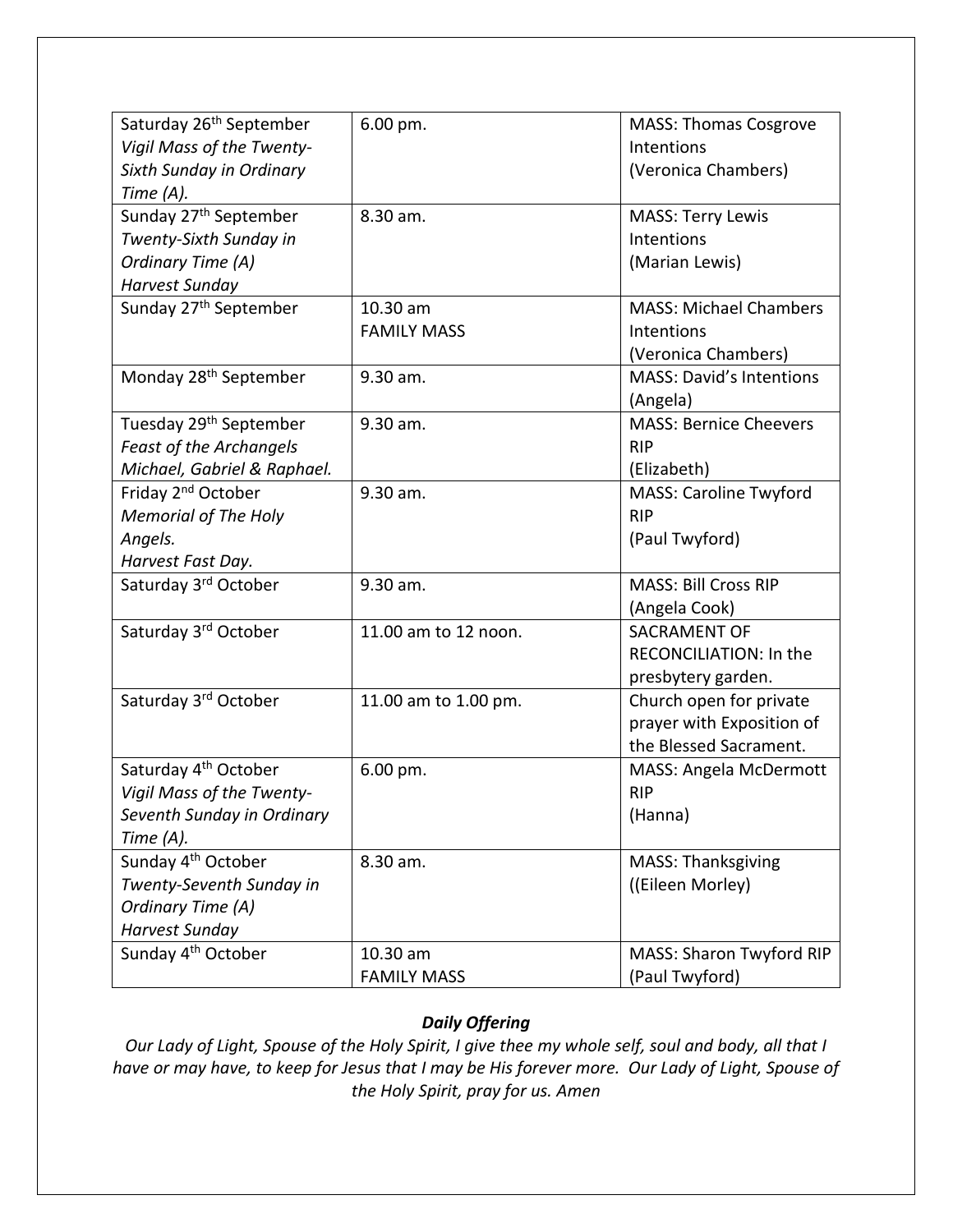| | | |
|---|---|---|
| Saturday 26th September *Vigil Mass of the Twenty-Sixth Sunday in Ordinary Time (A).* | 6.00 pm. | MASS: Thomas Cosgrove Intentions (Veronica Chambers) |
| Sunday 27th September *Twenty-Sixth Sunday in Ordinary Time (A) Harvest Sunday* | 8.30 am. | MASS: Terry Lewis Intentions (Marian Lewis) |
| Sunday 27th September | 10.30 am FAMILY MASS | MASS: Michael Chambers Intentions (Veronica Chambers) |
| Monday 28th September | 9.30 am. | MASS: David's Intentions (Angela) |
| Tuesday 29th September *Feast of the Archangels Michael, Gabriel & Raphael.* | 9.30 am. | MASS: Bernice Cheevers RIP (Elizabeth) |
| Friday 2nd October *Memorial of The Holy Angels. Harvest Fast Day.* | 9.30 am. | MASS: Caroline Twyford RIP (Paul Twyford) |
| Saturday 3rd October | 9.30 am. | MASS: Bill Cross RIP (Angela Cook) |
| Saturday 3rd October | 11.00 am to 12 noon. | SACRAMENT OF RECONCILIATION: In the presbytery garden. |
| Saturday 3rd October | 11.00 am to 1.00 pm. | Church open for private prayer with Exposition of the Blessed Sacrament. |
| Saturday 4th October *Vigil Mass of the Twenty-Seventh Sunday in Ordinary Time (A).* | 6.00 pm. | MASS: Angela McDermott RIP (Hanna) |
| Sunday 4th October *Twenty-Seventh Sunday in Ordinary Time (A) Harvest Sunday* | 8.30 am. | MASS: Thanksgiving ((Eileen Morley) |
| Sunday 4th October | 10.30 am FAMILY MASS | MASS: Sharon Twyford RIP (Paul Twyford) |

***Daily Offering***

*Our Lady of Light, Spouse of the Holy Spirit, I give thee my whole self, soul and body, all that I have or may have, to keep for Jesus that I may be His forever more. Our Lady of Light, Spouse of the Holy Spirit, pray for us. Amen*